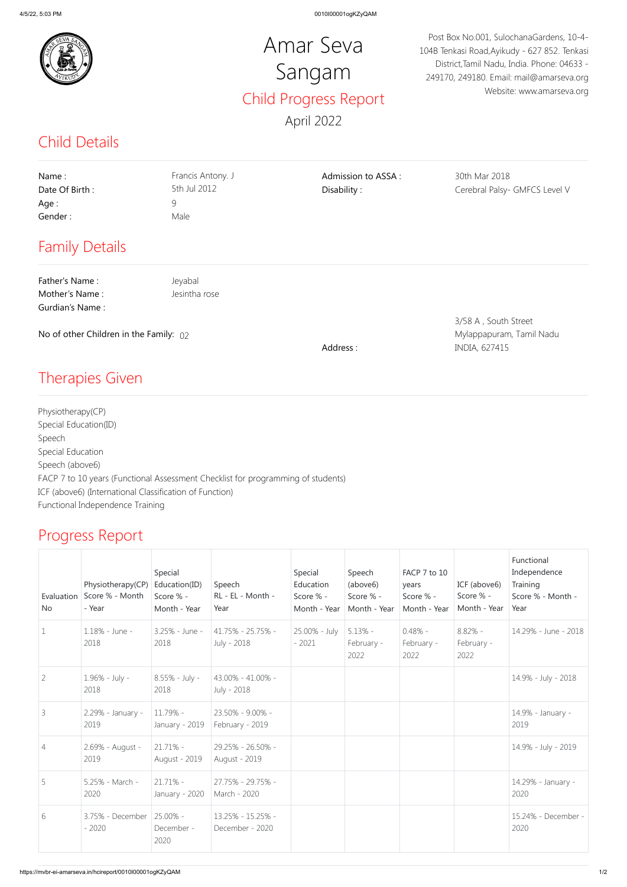# Amar Seva Sangam

Post Box No.001, SulochanaGardens, 10-4-104B Tenkasi Road,Ayikudy - 627 852. Tenkasi District,Tamil Nadu, India. Phone: 04633 - 249170, 249180. Email: mail@amarseva.org Website: www.amarseva.org

## Child Progress Report

April 2022

## Child Details

| | | | |
|---|---|---|---|
| Name : | Francis Antony. J | Admission to ASSA : | 30th Mar 2018 |
| Date Of Birth : | 5th Jul 2012 | Disability : | Cerebral Palsy- GMFCS Level V |
| Age : | 9 | | |
| Gender : | Male | | |

## Family Details

Father's Name : Jeyabal

Mother's Name : Jesintha rose

Gurdian's Name :

No of other Children in the Family: 02

Address : 3/58 A , South Street Mylappapuram, Tamil Nadu INDIA, 627415

## Therapies Given

Physiotherapy(CP)
Special Education(ID)
Speech
Special Education
Speech (above6)
FACP 7 to 10 years (Functional Assessment Checklist for programming of students)
ICF (above6) (International Classification of Function)
Functional Independence Training

## Progress Report

| Evaluation No | Physiotherapy(CP) Score % - Month - Year | Special Education(ID) Score % - Month - Year | Speech RL - EL - Month - Year | Special Education Score % - Month - Year | Speech (above6) Score % - Month - Year | FACP 7 to 10 years Score % - Month - Year | ICF (above6) Score % - Month - Year | Functional Independence Training Score % - Month - Year |
|---|---|---|---|---|---|---|---|---|
| 1 | 1.18% - June - 2018 | 3.25% - June - 2018 | 41.75% - 25.75% - July - 2018 | 25.00% - July - 2021 | 5.13% - February - 2022 | 0.48% - February - 2022 | 8.82% - February - 2022 | 14.29% - June - 2018 |
| 2 | 1.96% - July - 2018 | 8.55% - July - 2018 | 43.00% - 41.00% - July - 2018 | | | | | 14.9% - July - 2018 |
| 3 | 2.29% - January - 2019 | 11.79% - January - 2019 | 23.50% - 9.00% - February - 2019 | | | | | 14.9% - January - 2019 |
| 4 | 2.69% - August - 2019 | 21.71% - August - 2019 | 29.25% - 26.50% - August - 2019 | | | | | 14.9% - July - 2019 |
| 5 | 5.25% - March - 2020 | 21.71% - January - 2020 | 27.75% - 29.75% - March - 2020 | | | | | 14.29% - January - 2020 |
| 6 | 3.75% - December - 2020 | 25.00% - December - 2020 | 13.25% - 15.25% - December - 2020 | | | | | 15.24% - December - 2020 |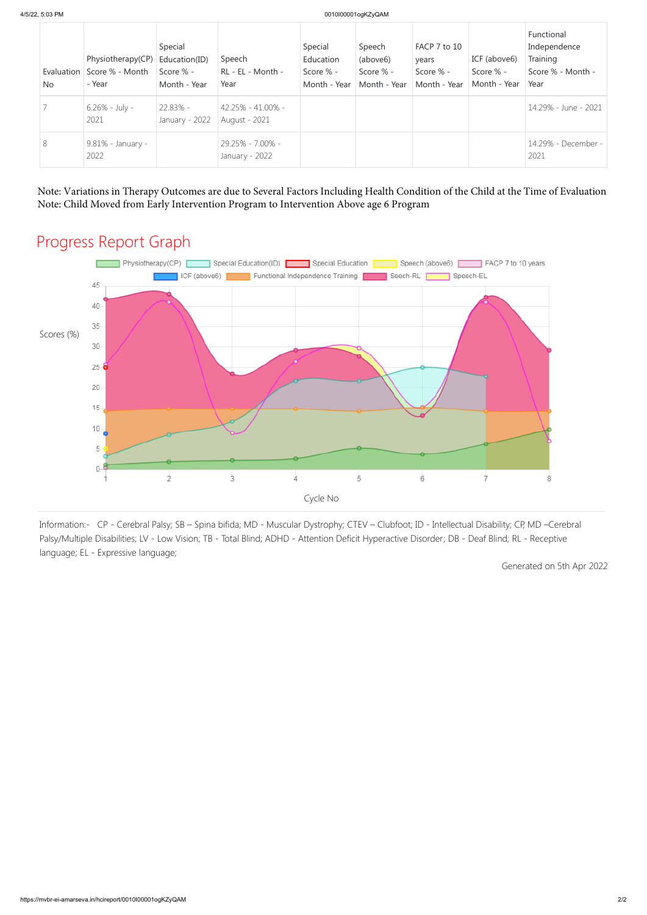| Evaluation No | Physiotherapy(CP) Score % - Month - Year | Special Education(ID) Score % - Month - Year | Speech RL - EL - Month - Year | Special Education Score % - Month - Year | Speech (above6) Score % - Month - Year | FACP 7 to 10 years Score % - Month - Year | ICF (above6) Score % - Month - Year | Functional Independence Training Score % - Month - Year |
|---|---|---|---|---|---|---|---|---|
| 7 | 6.26% - July - 2021 | 22.83% - January - 2022 | 42.25% - 41.00% - August - 2021 | | | | | 14.29% - June - 2021 |
| 8 | 9.81% - January - 2022 | | 29.25% - 7.00% - January - 2022 | | | | | 14.29% - December - 2021 |

Note: Variations in Therapy Outcomes are due to Several Factors Including Health Condition of the Child at the Time of Evaluation
Note: Child Moved from Early Intervention Program to Intervention Above age 6 Program

## Progress Report Graph

Physiotherapy(CP)
Special Education(ID)
Special Education
Speech (above6)
FACP 7 to 10 years
ICF (above6)
Functional Independence Training
Seech-RL
Speech-EL

Scores (%)

45
40
35
30
25
20
15
10
5
0

1
2
3
4
5
6
7
8

Cycle No

Information:- CP - Cerebral Palsy; SB – Spina bifida; MD - Muscular Dystrophy; CTEV – Clubfoot; ID - Intellectual Disability; CP, MD –Cerebral Palsy/Multiple Disabilities; LV - Low Vision; TB - Total Blind; ADHD - Attention Deficit Hyperactive Disorder; DB - Deaf Blind; RL - Receptive language; EL - Expressive language;

Generated on 5th Apr 2022